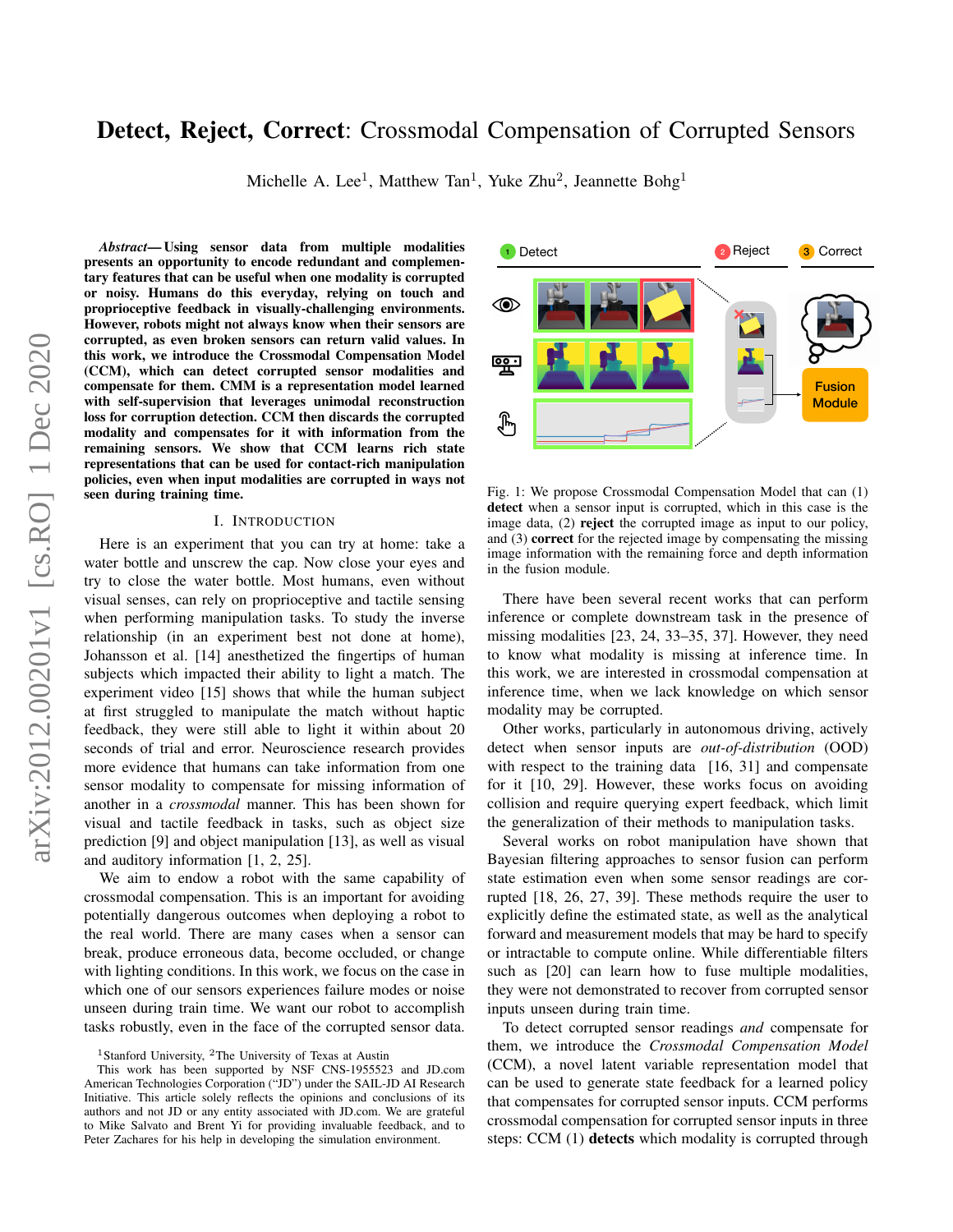# **Detect, Reject, Correct**: Crossmodal Compensation of Corrupted Sensors

Michelle A. Lee[1], Matthew Tan[1], Yuke Zhu[2], Jeannette Bohg[1]

***Abstract*— Using sensor data from multiple modalities presents an opportunity to encode redundant and complementary features that can be useful when one modality is corrupted or noisy. Humans do this everyday, relying on touch and proprioceptive feedback in visually-challenging environments. However, robots might not always know when their sensors are corrupted, as even broken sensors can return valid values. In this work, we introduce the Crossmodal Compensation Model (CCM), which can detect corrupted sensor modalities and compensate for them. CMM is a representation model learned with self-supervision that leverages unimodal reconstruction loss for corruption detection. CCM then discards the corrupted modality and compensates for it with information from the remaining sensors. We show that CCM learns rich state representations that can be used for contact-rich manipulation policies, even when input modalities are corrupted in ways not seen during training time.**

## I. Introduction

Here is an experiment that you can try at home: take a water bottle and unscrew the cap. Now close your eyes and try to close the water bottle. Most humans, even without visual senses, can rely on proprioceptive and tactile sensing when performing manipulation tasks. To study the inverse relationship (in an experiment best not done at home), Johansson et al. [14] anesthetized the fingertips of human subjects which impacted their ability to light a match. The experiment video [15] shows that while the human subject at first struggled to manipulate the match without haptic feedback, they were still able to light it within about 20 seconds of trial and error. Neuroscience research provides more evidence that humans can take information from one sensor modality to compensate for missing information of another in a *crossmodal* manner. This has been shown for visual and tactile feedback in tasks, such as object size prediction [9] and object manipulation [13], as well as visual and auditory information [1, 2, 25].

We aim to endow a robot with the same capability of crossmodal compensation. This is an important for avoiding potentially dangerous outcomes when deploying a robot to the real world. There are many cases when a sensor can break, produce erroneous data, become occluded, or change with lighting conditions. In this work, we focus on the case in which one of our sensors experiences failure modes or noise unseen during train time. We want our robot to accomplish tasks robustly, even in the face of the corrupted sensor data.

[1]Stanford University, [2]The University of Texas at Austin

This work has been supported by NSF CNS-1955523 and JD.com American Technologies Corporation ("JD") under the SAIL-JD AI Research Initiative. This article solely reflects the opinions and conclusions of its authors and not JD or any entity associated with JD.com. We are grateful to Mike Salvato and Brent Yi for providing invaluable feedback, and to Peter Zachares for his help in developing the simulation environment.

Fig. 1: We propose Crossmodal Compensation Model that can (1) **detect** when a sensor input is corrupted, which in this case is the image data, (2) **reject** the corrupted image as input to our policy, and (3) **correct** for the rejected image by compensating the missing image information with the remaining force and depth information in the fusion module.

There have been several recent works that can perform inference or complete downstream task in the presence of missing modalities [23, 24, 33–35, 37]. However, they need to know what modality is missing at inference time. In this work, we are interested in crossmodal compensation at inference time, when we lack knowledge on which sensor modality may be corrupted.

Other works, particularly in autonomous driving, actively detect when sensor inputs are *out-of-distribution* (OOD) with respect to the training data [16, 31] and compensate for it [10, 29]. However, these works focus on avoiding collision and require querying expert feedback, which limit the generalization of their methods to manipulation tasks.

Several works on robot manipulation have shown that Bayesian filtering approaches to sensor fusion can perform state estimation even when some sensor readings are corrupted [18, 26, 27, 39]. These methods require the user to explicitly define the estimated state, as well as the analytical forward and measurement models that may be hard to specify or intractable to compute online. While differentiable filters such as [20] can learn how to fuse multiple modalities, they were not demonstrated to recover from corrupted sensor inputs unseen during train time.

To detect corrupted sensor readings *and* compensate for them, we introduce the *Crossmodal Compensation Model* (CCM), a novel latent variable representation model that can be used to generate state feedback for a learned policy that compensates for corrupted sensor inputs. CCM performs crossmodal compensation for corrupted sensor inputs in three steps: CCM (1) **detects** which modality is corrupted through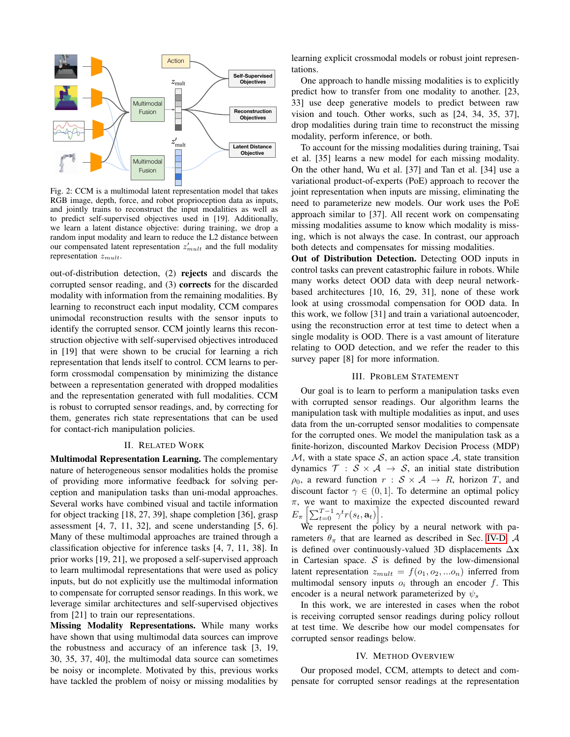Fig. 2: CCM is a multimodal latent representation model that takes RGB image, depth, force, and robot proprioception data as inputs, and jointly trains to reconstruct the input modalities as well as to predict self-supervised objectives used in [19]. Additionally, we learn a latent distance objective: during training, we drop a random input modality and learn to reduce the L2 distance between our compensated latent representation $z'_{mult}$ and the full modality representation $z_{mult}$.

out-of-distribution detection, (2) **rejects** and discards the corrupted sensor reading, and (3) **corrects** for the discarded modality with information from the remaining modalities. By learning to reconstruct each input modality, CCM compares unimodal reconstruction results with the sensor inputs to identify the corrupted sensor. CCM jointly learns this reconstruction objective with self-supervised objectives introduced in [19] that were shown to be crucial for learning a rich representation that lends itself to control. CCM learns to perform crossmodal compensation by minimizing the distance between a representation generated with dropped modalities and the representation generated with full modalities. CCM is robust to corrupted sensor readings, and, by correcting for them, generates rich state representations that can be used for contact-rich manipulation policies.

## II. Related Work

**Multimodal Representation Learning.** The complementary nature of heterogeneous sensor modalities holds the promise of providing more informative feedback for solving perception and manipulation tasks than uni-modal approaches. Several works have combined visual and tactile information for object tracking [18, 27, 39], shape completion [36], grasp assessment [4, 7, 11, 32], and scene understanding [5, 6]. Many of these multimodal approaches are trained through a classification objective for inference tasks [4, 7, 11, 38]. In prior works [19, 21], we proposed a self-supervised approach to learn multimodal representations that were used as policy inputs, but do not explicitly use the multimodal information to compensate for corrupted sensor readings. In this work, we leverage similar architectures and self-supervised objectives from [21] to train our representations.

**Missing Modality Representations.** While many works have shown that using multimodal data sources can improve the robustness and accuracy of an inference task [3, 19, 30, 35, 37, 40], the multimodal data source can sometimes be noisy or incomplete. Motivated by this, previous works have tackled the problem of noisy or missing modalities by learning explicit crossmodal models or robust joint representations.

One approach to handle missing modalities is to explicitly predict how to transfer from one modality to another. [23, 33] use deep generative models to predict between raw vision and touch. Other works, such as [24, 34, 35, 37], drop modalities during train time to reconstruct the missing modality, perform inference, or both.

To account for the missing modalities during training, Tsai et al. [35] learns a new model for each missing modality. On the other hand, Wu et al. [37] and Tan et al. [34] use a variational product-of-experts (PoE) approach to recover the joint representation when inputs are missing, eliminating the need to parameterize new models. Our work uses the PoE approach similar to [37]. All recent work on compensating missing modalities assume to know which modality is missing, which is not always the case. In contrast, our approach both detects and compensates for missing modalities.

**Out of Distribution Detection.** Detecting OOD inputs in control tasks can prevent catastrophic failure in robots. While many works detect OOD data with deep neural network-based architectures [10, 16, 29, 31], none of these work look at using crossmodal compensation for OOD data. In this work, we follow [31] and train a variational autoencoder, using the reconstruction error at test time to detect when a single modality is OOD. There is a vast amount of literature relating to OOD detection, and we refer the reader to this survey paper [8] for more information.

## III. Problem Statement

Our goal is to learn to perform a manipulation tasks even with corrupted sensor readings. Our algorithm learns the manipulation task with multiple modalities as input, and uses data from the un-corrupted sensor modalities to compensate for the corrupted ones. We model the manipulation task as a finite-horizon, discounted Markov Decision Process (MDP) $\mathcal{M}$, with a state space $\mathcal{S}$, an action space $\mathcal{A}$, a state transition dynamics $\mathcal{T} : \mathcal{S} \times \mathcal{A} \rightarrow \mathcal{S}$, an initial state distribution $\rho_0$, a reward function $r : \mathcal{S} \times \mathcal{A} \rightarrow R$, horizon $T$, and discount factor $\gamma \in (0, 1]$. To determine an optimal policy $\pi$, we want to maximize the expected discounted reward $E_\pi \left[\sum_{t=0}^{T-1} \gamma^t r(s_t, \mathbf{a}_t)\right]$.

We represent the policy by a neural network with parameters $\theta_\pi$ that are learned as described in Sec. IV-D. $\mathcal{A}$ is defined over continuously-valued 3D displacements $\Delta\mathbf{x}$ in Cartesian space. $\mathcal{S}$ is defined by the low-dimensional latent representation $z_{mult} = f(o_1, o_2, ...o_n)$ inferred from multimodal sensory inputs $o_i$ through an encoder $f$. This encoder is a neural network parameterized by $\psi_s$

In this work, we are interested in cases when the robot is receiving corrupted sensor readings during policy rollout at test time. We describe how our model compensates for corrupted sensor readings below.

## IV. Method Overview

Our proposed model, CCM, attempts to detect and compensate for corrupted sensor readings at the representation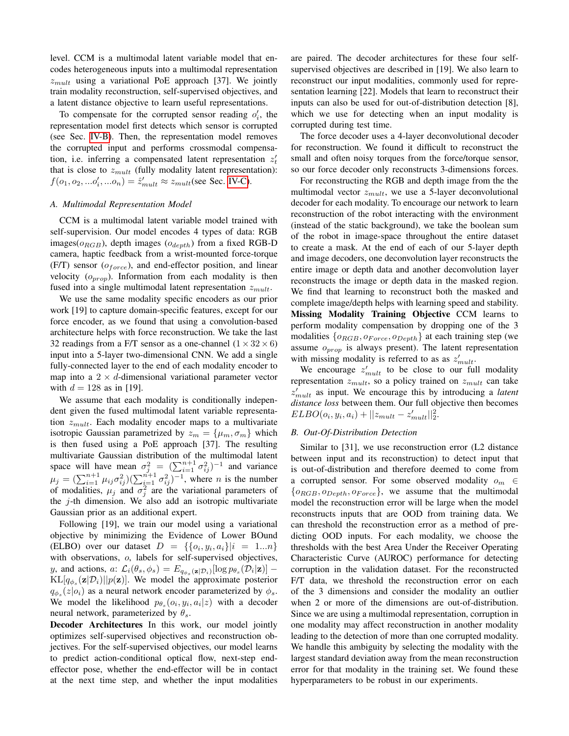level. CCM is a multimodal latent variable model that encodes heterogeneous inputs into a multimodal representation $z_{mult}$ using a variational PoE approach [37]. We jointly train modality reconstruction, self-supervised objectives, and a latent distance objective to learn useful representations.

To compensate for the corrupted sensor reading $o'_i$, the representation model first detects which sensor is corrupted (see Sec. IV-B). Then, the representation model removes the corrupted input and performs crossmodal compensation, i.e. inferring a compensated latent representation $z'_t$ that is close to $z_{mult}$ (fully modality latent representation): $f(o_1, o_2, ...o'_i, ...o_n) = \hat{z}'_{mult} \approx z_{mult}$(see Sec. IV-C).

### A. Multimodal Representation Model

CCM is a multimodal latent variable model trained with self-supervision. Our model encodes 4 types of data: RGB images($o_{RGB}$), depth images ($o_{depth}$) from a fixed RGB-D camera, haptic feedback from a wrist-mounted force-torque (F/T) sensor ($o_{force}$), and end-effector position, and linear velocity ($o_{prop}$). Information from each modality is then fused into a single multimodal latent representation $z_{mult}$.

We use the same modality specific encoders as our prior work [19] to capture domain-specific features, except for our force encoder, as we found that using a convolution-based architecture helps with force reconstruction. We take the last 32 readings from a F/T sensor as a one-channel ($1 \times 32 \times 6$) input into a 5-layer two-dimensional CNN. We add a single fully-connected layer to the end of each modality encoder to map into a $2 \times d$-dimensional variational parameter vector with $d = 128$ as in [19].

We assume that each modality is conditionally independent given the fused multimodal latent variable representation $z_{mult}$. Each modality encoder maps to a multivariate isotropic Gaussian parametrized by $z_m = \{\mu_m, \sigma_m\}$ which is then fused using a PoE approach [37]. The resulting multivariate Gaussian distribution of the multimodal latent space will have mean $\sigma_j^2 = (\sum_{i=1}^{n+1} \sigma_{ij}^2)^{-1}$ and variance $\mu_j = (\sum_{i=1}^{n+1} \mu_{ij}\sigma_{ij}^2)(\sum_{i=1}^{n+1} \sigma_{ij}^2)^{-1}$, where $n$ is the number of modalities, $\mu_j$ and $\sigma_j^2$ are the variational parameters of the $j$-th dimension. We also add an isotropic multivariate Gaussian prior as an additional expert.

Following [19], we train our model using a variational objective by minimizing the Evidence of Lower BOund (ELBO) over our dataset $D = \{\{o_i, y_i, a_i\} | i = 1...n\}$ with observations, $o$, labels for self-supervised objectives, $y$, and actions, $a$: $\mathcal{L}_i(\theta_s, \phi_s) = E_{q_{\phi_s}(\mathbf{z}|\mathcal{D}_i)}[\log p_{\theta_s}(\mathcal{D}_i|\mathbf{z})] - \text{KL}[q_{\phi_s}(\mathbf{z}|\mathcal{D}_i)||p(\mathbf{z})]$. We model the approximate posterior $q_{\phi_s}(z|o_i)$ as a neural network encoder parameterized by $\phi_s$. We model the likelihood $p_{\theta_s}(o_i, y_i, a_i|z)$ with a decoder neural network, parameterized by $\theta_s$.

**Decoder Architectures** In this work, our model jointly optimizes self-supervised objectives and reconstruction objectives. For the self-supervised objectives, our model learns to predict action-conditional optical flow, next-step end-effector pose, whether the end-effector will be in contact at the next time step, and whether the input modalities are paired. The decoder architectures for these four self-supervised objectives are described in [19]. We also learn to reconstruct our input modalities, commonly used for representation learning [22]. Models that learn to reconstruct their inputs can also be used for out-of-distribution detection [8], which we use for detecting when an input modality is corrupted during test time.

The force decoder uses a 4-layer deconvolutional decoder for reconstruction. We found it difficult to reconstruct the small and often noisy torques from the force/torque sensor, so our force decoder only reconstructs 3-dimensions forces.

For reconstructing the RGB and depth image from the the multimodal vector $z_{mult}$, we use a 5-layer deconvolutional decoder for each modality. To encourage our network to learn reconstruction of the robot interacting with the environment (instead of the static background), we take the boolean sum of the robot in image-space throughout the entire dataset to create a mask. At the end of each of our 5-layer depth and image decoders, one deconvolution layer reconstructs the entire image or depth data and another deconvolution layer reconstructs the image or depth data in the masked region. We find that learning to reconstruct both the masked and complete image/depth helps with learning speed and stability.

**Missing Modality Training Objective** CCM learns to perform modality compensation by dropping one of the 3 modalities $\{o_{RGB}, o_{Force}, o_{Depth}\}$ at each training step (we assume $o_{prop}$ is always present). The latent representation with missing modality is referred to as as $z'_{mult}$.

We encourage $z'_{mult}$ to be close to our full modality representation $z_{mult}$, so a policy trained on $z_{mult}$ can take $z'_{mult}$ as input. We encourage this by introducing a *latent distance loss* between them. Our full objective then becomes $ELBO(o_i, y_i, a_i) + ||z_{mult} - z'_{mult}||_2^2$.

### B. Out-Of-Distribution Detection

Similar to [31], we use reconstruction error (L2 distance between input and its reconstruction) to detect input that is out-of-distribution and therefore deemed to come from a corrupted sensor. For some observed modality $o_m \in \{o_{RGB}, o_{Depth}, o_{Force}\}$, we assume that the multimodal model the reconstruction error will be large when the model reconstructs inputs that are OOD from training data. We can threshold the reconstruction error as a method of predicting OOD inputs. For each modality, we choose the thresholds with the best Area Under the Receiver Operating Characteristic Curve (AUROC) performance for detecting corruption in the validation dataset. For the reconstructed F/T data, we threshold the reconstruction error on each of the 3 dimensions and consider the modality an outlier when 2 or more of the dimensions are out-of-distribution. Since we are using a multimodal representation, corruption in one modality may affect reconstruction in another modality leading to the detection of more than one corrupted modality. We handle this ambiguity by selecting the modality with the largest standard deviation away from the mean reconstruction error for that modality in the training set. We found these hyperparameters to be robust in our experiments.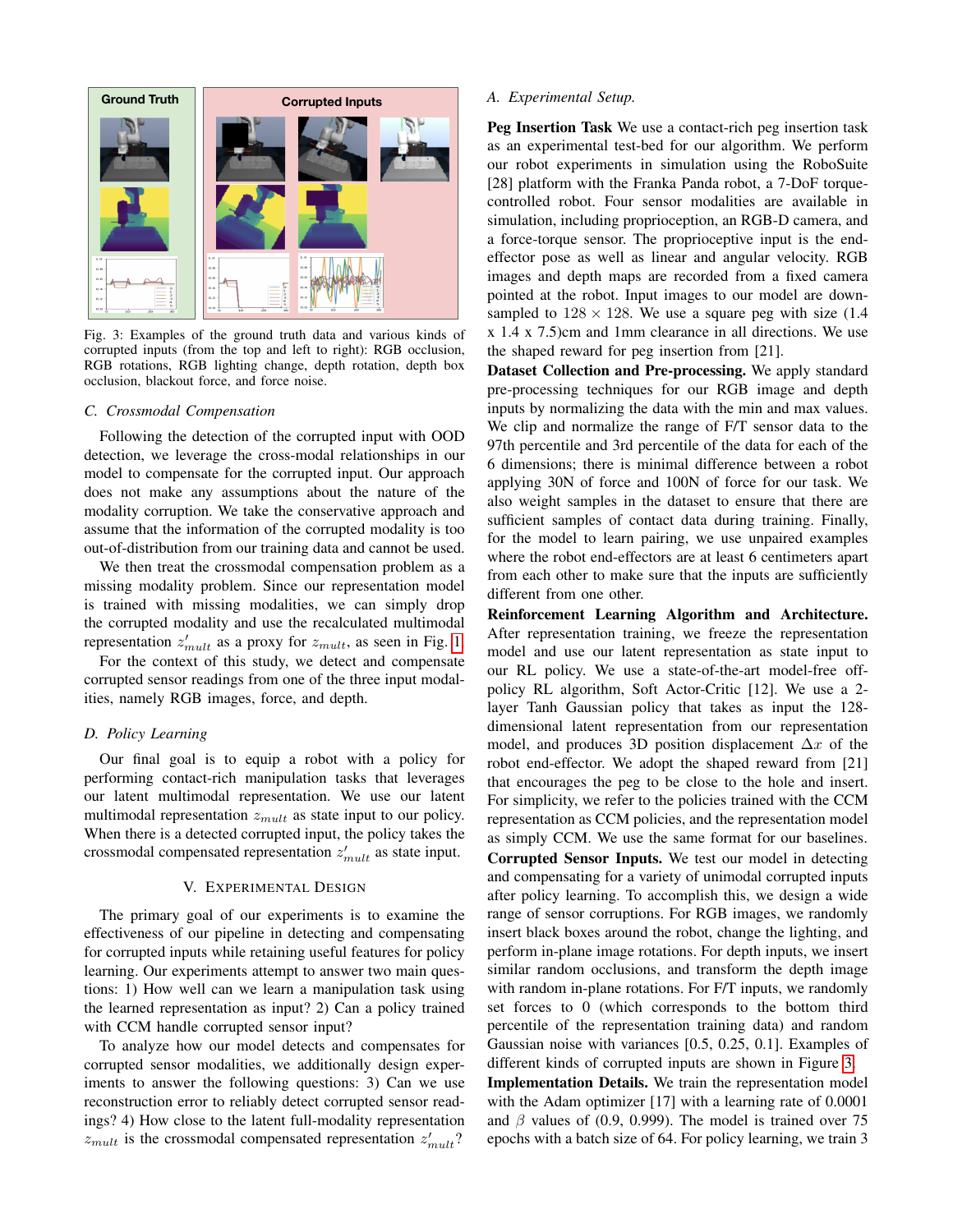Fig. 3: Examples of the ground truth data and various kinds of corrupted inputs (from the top and left to right): RGB occlusion, RGB rotations, RGB lighting change, depth rotation, depth box occlusion, blackout force, and force noise.

### C. Crossmodal Compensation

Following the detection of the corrupted input with OOD detection, we leverage the cross-modal relationships in our model to compensate for the corrupted input. Our approach does not make any assumptions about the nature of the modality corruption. We take the conservative approach and assume that the information of the corrupted modality is too out-of-distribution from our training data and cannot be used.

We then treat the crossmodal compensation problem as a missing modality problem. Since our representation model is trained with missing modalities, we can simply drop the corrupted modality and use the recalculated multimodal representation $z'_{mult}$ as a proxy for $z_{mult}$, as seen in Fig. 1.

For the context of this study, we detect and compensate corrupted sensor readings from one of the three input modalities, namely RGB images, force, and depth.

### D. Policy Learning

Our final goal is to equip a robot with a policy for performing contact-rich manipulation tasks that leverages our latent multimodal representation. We use our latent multimodal representation $z_{mult}$ as state input to our policy. When there is a detected corrupted input, the policy takes the crossmodal compensated representation $z'_{mult}$ as state input.

## V. Experimental Design

The primary goal of our experiments is to examine the effectiveness of our pipeline in detecting and compensating for corrupted inputs while retaining useful features for policy learning. Our experiments attempt to answer two main questions: 1) How well can we learn a manipulation task using the learned representation as input? 2) Can a policy trained with CCM handle corrupted sensor input?

To analyze how our model detects and compensates for corrupted sensor modalities, we additionally design experiments to answer the following questions: 3) Can we use reconstruction error to reliably detect corrupted sensor readings? 4) How close to the latent full-modality representation $z_{mult}$ is the crossmodal compensated representation $z'_{mult}$?

### A. Experimental Setup.

**Peg Insertion Task** We use a contact-rich peg insertion task as an experimental test-bed for our algorithm. We perform our robot experiments in simulation using the RoboSuite [28] platform with the Franka Panda robot, a 7-DoF torque-controlled robot. Four sensor modalities are available in simulation, including proprioception, an RGB-D camera, and a force-torque sensor. The proprioceptive input is the end-effector pose as well as linear and angular velocity. RGB images and depth maps are recorded from a fixed camera pointed at the robot. Input images to our model are down-sampled to $128 \times 128$. We use a square peg with size (1.4 x 1.4 x 7.5)cm and 1mm clearance in all directions. We use the shaped reward for peg insertion from [21].

**Dataset Collection and Pre-processing.** We apply standard pre-processing techniques for our RGB image and depth inputs by normalizing the data with the min and max values. We clip and normalize the range of F/T sensor data to the 97th percentile and 3rd percentile of the data for each of the 6 dimensions; there is minimal difference between a robot applying 30N of force and 100N of force for our task. We also weight samples in the dataset to ensure that there are sufficient samples of contact data during training. Finally, for the model to learn pairing, we use unpaired examples where the robot end-effectors are at least 6 centimeters apart from each other to make sure that the inputs are sufficiently different from one other.

**Reinforcement Learning Algorithm and Architecture.** After representation training, we freeze the representation model and use our latent representation as state input to our RL policy. We use a state-of-the-art model-free off-policy RL algorithm, Soft Actor-Critic [12]. We use a 2-layer Tanh Gaussian policy that takes as input the 128-dimensional latent representation from our representation model, and produces 3D position displacement $\Delta x$ of the robot end-effector. We adopt the shaped reward from [21] that encourages the peg to be close to the hole and insert. For simplicity, we refer to the policies trained with the CCM representation as CCM policies, and the representation model as simply CCM. We use the same format for our baselines.

**Corrupted Sensor Inputs.** We test our model in detecting and compensating for a variety of unimodal corrupted inputs after policy learning. To accomplish this, we design a wide range of sensor corruptions. For RGB images, we randomly insert black boxes around the robot, change the lighting, and perform in-plane image rotations. For depth inputs, we insert similar random occlusions, and transform the depth image with random in-plane rotations. For F/T inputs, we randomly set forces to 0 (which corresponds to the bottom third percentile of the representation training data) and random Gaussian noise with variances [0.5, 0.25, 0.1]. Examples of different kinds of corrupted inputs are shown in Figure 3.

**Implementation Details.** We train the representation model with the Adam optimizer [17] with a learning rate of 0.0001 and $\beta$ values of (0.9, 0.999). The model is trained over 75 epochs with a batch size of 64. For policy learning, we train 3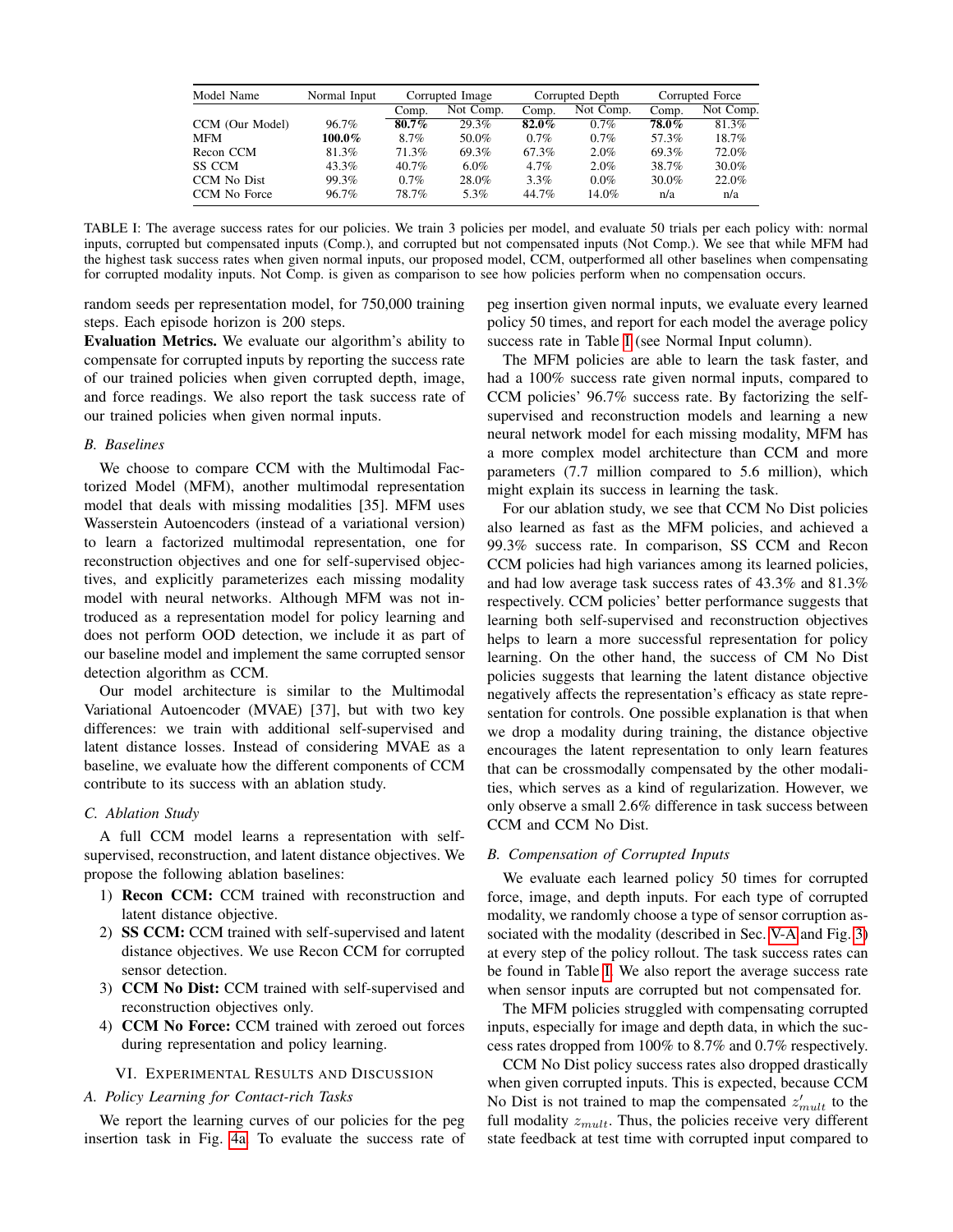| Model Name | Normal Input | Corrupted Image | | Corrupted Depth | | Corrupted Force | |
|---|---|---|---|---|---|---|---|
| | | Comp. | Not Comp. | Comp. | Not Comp. | Comp. | Not Comp. |
| CCM (Our Model) | 96.7% | **80.7%** | 29.3% | **82.0%** | 0.7% | **78.0%** | 81.3% |
| MFM | **100.0%** | 8.7% | 50.0% | 0.7% | 0.7% | 57.3% | 18.7% |
| Recon CCM | 81.3% | 71.3% | 69.3% | 67.3% | 2.0% | 69.3% | 72.0% |
| SS CCM | 43.3% | 40.7% | 6.0% | 4.7% | 2.0% | 38.7% | 30.0% |
| CCM No Dist | 99.3% | 0.7% | 28.0% | 3.3% | 0.0% | 30.0% | 22.0% |
| CCM No Force | 96.7% | 78.7% | 5.3% | 44.7% | 14.0% | n/a | n/a |

TABLE I: The average success rates for our policies. We train 3 policies per model, and evaluate 50 trials per each policy with: normal inputs, corrupted but compensated inputs (Comp.), and corrupted but not compensated inputs (Not Comp.). We see that while MFM had the highest task success rates when given normal inputs, our proposed model, CCM, outperformed all other baselines when compensating for corrupted modality inputs. Not Comp. is given as comparison to see how policies perform when no compensation occurs.

random seeds per representation model, for 750,000 training steps. Each episode horizon is 200 steps.

**Evaluation Metrics.** We evaluate our algorithm's ability to compensate for corrupted inputs by reporting the success rate of our trained policies when given corrupted depth, image, and force readings. We also report the task success rate of our trained policies when given normal inputs.

### *B. Baselines*

We choose to compare CCM with the Multimodal Factorized Model (MFM), another multimodal representation model that deals with missing modalities [35]. MFM uses Wasserstein Autoencoders (instead of a variational version) to learn a factorized multimodal representation, one for reconstruction objectives and one for self-supervised objectives, and explicitly parameterizes each missing modality model with neural networks. Although MFM was not introduced as a representation model for policy learning and does not perform OOD detection, we include it as part of our baseline model and implement the same corrupted sensor detection algorithm as CCM.

Our model architecture is similar to the Multimodal Variational Autoencoder (MVAE) [37], but with two key differences: we train with additional self-supervised and latent distance losses. Instead of considering MVAE as a baseline, we evaluate how the different components of CCM contribute to its success with an ablation study.

### *C. Ablation Study*

A full CCM model learns a representation with self-supervised, reconstruction, and latent distance objectives. We propose the following ablation baselines:

1) **Recon CCM:** CCM trained with reconstruction and latent distance objective.
2) **SS CCM:** CCM trained with self-supervised and latent distance objectives. We use Recon CCM for corrupted sensor detection.
3) **CCM No Dist:** CCM trained with self-supervised and reconstruction objectives only.
4) **CCM No Force:** CCM trained with zeroed out forces during representation and policy learning.

## VI. Experimental Results and Discussion

### *A. Policy Learning for Contact-rich Tasks*

We report the learning curves of our policies for the peg insertion task in Fig. 4a. To evaluate the success rate of peg insertion given normal inputs, we evaluate every learned policy 50 times, and report for each model the average policy success rate in Table I (see Normal Input column).

The MFM policies are able to learn the task faster, and had a 100% success rate given normal inputs, compared to CCM policies' 96.7% success rate. By factorizing the self-supervised and reconstruction models and learning a new neural network model for each missing modality, MFM has a more complex model architecture than CCM and more parameters (7.7 million compared to 5.6 million), which might explain its success in learning the task.

For our ablation study, we see that CCM No Dist policies also learned as fast as the MFM policies, and achieved a 99.3% success rate. In comparison, SS CCM and Recon CCM policies had high variances among its learned policies, and had low average task success rates of 43.3% and 81.3% respectively. CCM policies' better performance suggests that learning both self-supervised and reconstruction objectives helps to learn a more successful representation for policy learning. On the other hand, the success of CM No Dist policies suggests that learning the latent distance objective negatively affects the representation's efficacy as state representation for controls. One possible explanation is that when we drop a modality during training, the distance objective encourages the latent representation to only learn features that can be crossmodally compensated by the other modalities, which serves as a kind of regularization. However, we only observe a small 2.6% difference in task success between CCM and CCM No Dist.

### *B. Compensation of Corrupted Inputs*

We evaluate each learned policy 50 times for corrupted force, image, and depth inputs. For each type of corrupted modality, we randomly choose a type of sensor corruption associated with the modality (described in Sec. V-A and Fig. 3) at every step of the policy rollout. The task success rates can be found in Table I. We also report the average success rate when sensor inputs are corrupted but not compensated for.

The MFM policies struggled with compensating corrupted inputs, especially for image and depth data, in which the success rates dropped from 100% to 8.7% and 0.7% respectively.

CCM No Dist policy success rates also dropped drastically when given corrupted inputs. This is expected, because CCM No Dist is not trained to map the compensated $z'_{mult}$ to the full modality $z_{mult}$. Thus, the policies receive very different state feedback at test time with corrupted input compared to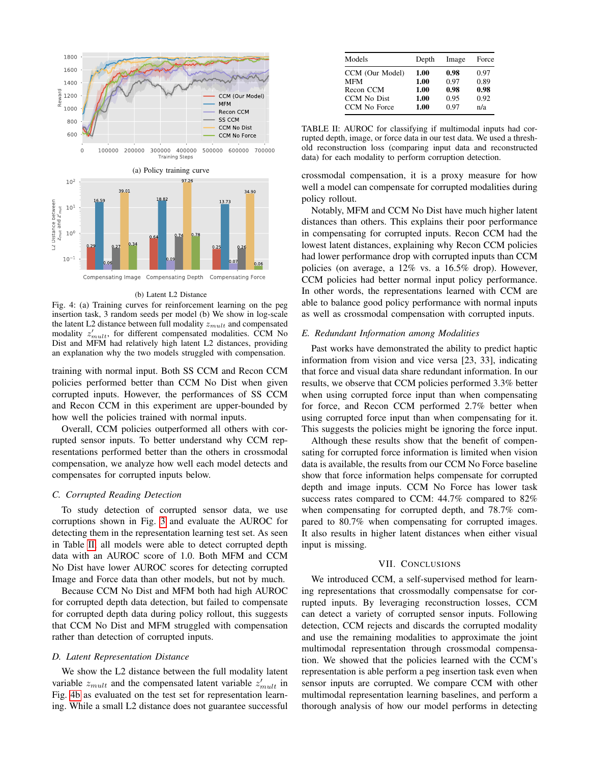(a) Policy training curve

(b) Latent L2 Distance

Fig. 4: (a) Training curves for reinforcement learning on the peg insertion task, 3 random seeds per model (b) We show in log-scale the latent L2 distance between full modality $z_{mult}$ and compensated modality $z'_{mult}$, for different compensated modalities. CCM No Dist and MFM had relatively high latent L2 distances, providing an explanation why the two models struggled with compensation.

training with normal input. Both SS CCM and Recon CCM policies performed better than CCM No Dist when given corrupted inputs. However, the performances of SS CCM and Recon CCM in this experiment are upper-bounded by how well the policies trained with normal inputs.

Overall, CCM policies outperformed all others with corrupted sensor inputs. To better understand why CCM representations performed better than the others in crossmodal compensation, we analyze how well each model detects and compensates for corrupted inputs below.

### C. Corrupted Reading Detection

To study detection of corrupted sensor data, we use corruptions shown in Fig. 3 and evaluate the AUROC for detecting them in the representation learning test set. As seen in Table II, all models were able to detect corrupted depth data with an AUROC score of 1.0. Both MFM and CCM No Dist have lower AUROC scores for detecting corrupted Image and Force data than other models, but not by much.

Because CCM No Dist and MFM both had high AUROC for corrupted depth data detection, but failed to compensate for corrupted depth data during policy rollout, this suggests that CCM No Dist and MFM struggled with compensation rather than detection of corrupted inputs.

### D. Latent Representation Distance

We show the L2 distance between the full modality latent variable $z_{mult}$ and the compensated latent variable $z'_{mult}$ in Fig. 4b as evaluated on the test set for representation learning. While a small L2 distance does not guarantee successful

| Models | Depth | Image | Force |
|---|---|---|---|
| CCM (Our Model) | **1.00** | **0.98** | 0.97 |
| MFM | **1.00** | 0.97 | 0.89 |
| Recon CCM | **1.00** | **0.98** | **0.98** |
| CCM No Dist | **1.00** | 0.95 | 0.92 |
| CCM No Force | **1.00** | 0.97 | n/a |

TABLE II: AUROC for classifying if multimodal inputs had corrupted depth, image, or force data in our test data. We used a threshold reconstruction loss (comparing input data and reconstructed data) for each modality to perform corruption detection.

crossmodal compensation, it is a proxy measure for how well a model can compensate for corrupted modalities during policy rollout.

Notably, MFM and CCM No Dist have much higher latent distances than others. This explains their poor performance in compensating for corrupted inputs. Recon CCM had the lowest latent distances, explaining why Recon CCM policies had lower performance drop with corrupted inputs than CCM policies (on average, a 12% vs. a 16.5% drop). However, CCM policies had better normal input policy performance. In other words, the representations learned with CCM are able to balance good policy performance with normal inputs as well as crossmodal compensation with corrupted inputs.

### E. Redundant Information among Modalities

Past works have demonstrated the ability to predict haptic information from vision and vice versa [23, 33], indicating that force and visual data share redundant information. In our results, we observe that CCM policies performed 3.3% better when using corrupted force input than when compensating for force, and Recon CCM performed 2.7% better when using corrupted force input than when compensating for it. This suggests the policies might be ignoring the force input.

Although these results show that the benefit of compensating for corrupted force information is limited when vision data is available, the results from our CCM No Force baseline show that force information helps compensate for corrupted depth and image inputs. CCM No Force has lower task success rates compared to CCM: 44.7% compared to 82% when compensating for corrupted depth, and 78.7% compared to 80.7% when compensating for corrupted images. It also results in higher latent distances when either visual input is missing.

## VII. Conclusions

We introduced CCM, a self-supervised method for learning representations that crossmodally compensatse for corrupted inputs. By leveraging reconstruction losses, CCM can detect a variety of corrupted sensor inputs. Following detection, CCM rejects and discards the corrupted modality and use the remaining modalities to approximate the joint multimodal representation through crossmodal compensation. We showed that the policies learned with the CCM's representation is able perform a peg insertion task even when sensor inputs are corrupted. We compare CCM with other multimodal representation learning baselines, and perform a thorough analysis of how our model performs in detecting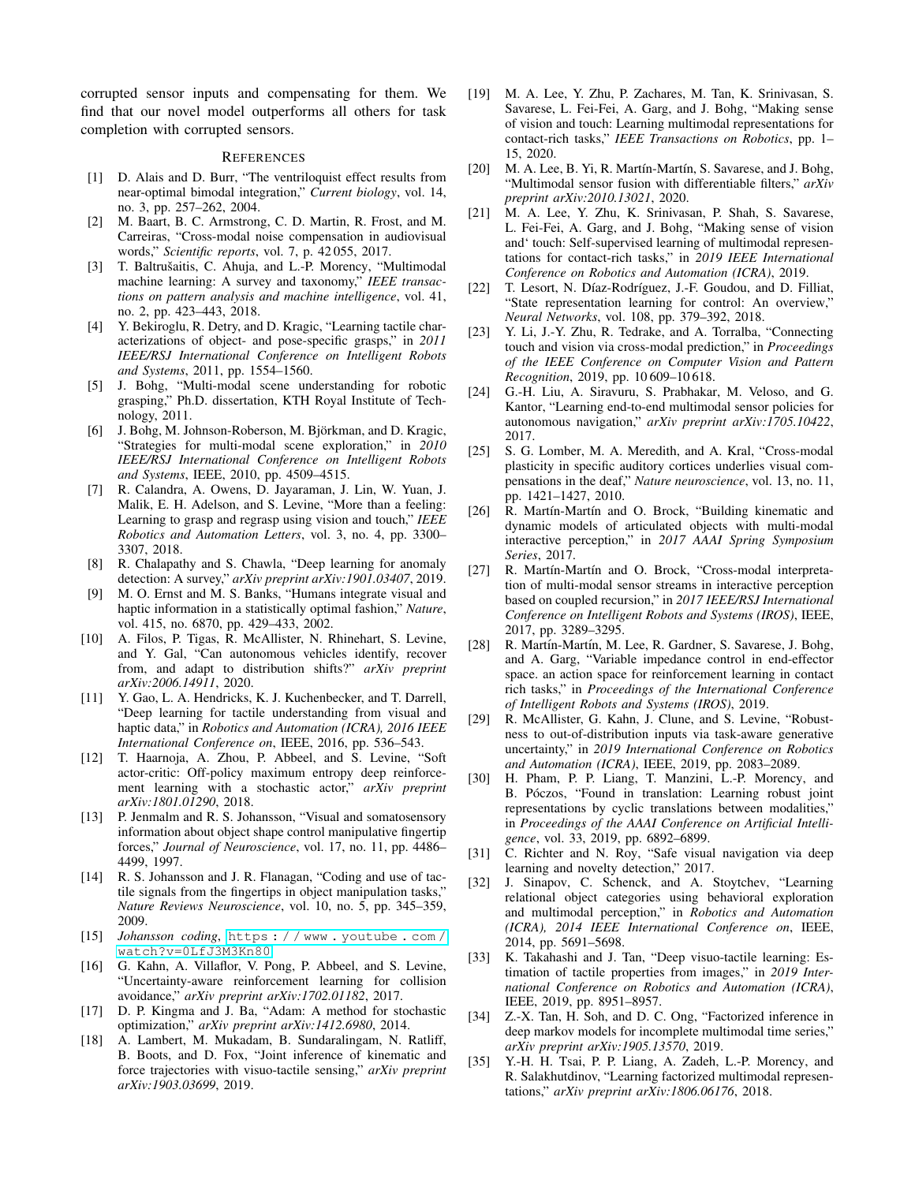corrupted sensor inputs and compensating for them. We find that our novel model outperforms all others for task completion with corrupted sensors.

## References

[1] D. Alais and D. Burr, "The ventriloquist effect results from near-optimal bimodal integration," *Current biology*, vol. 14, no. 3, pp. 257–262, 2004.

[2] M. Baart, B. C. Armstrong, C. D. Martin, R. Frost, and M. Carreiras, "Cross-modal noise compensation in audiovisual words," *Scientific reports*, vol. 7, p. 42 055, 2017.

[3] T. Baltrušaitis, C. Ahuja, and L.-P. Morency, "Multimodal machine learning: A survey and taxonomy," *IEEE transactions on pattern analysis and machine intelligence*, vol. 41, no. 2, pp. 423–443, 2018.

[4] Y. Bekiroglu, R. Detry, and D. Kragic, "Learning tactile characterizations of object- and pose-specific grasps," in *2011 IEEE/RSJ International Conference on Intelligent Robots and Systems*, 2011, pp. 1554–1560.

[5] J. Bohg, "Multi-modal scene understanding for robotic grasping," Ph.D. dissertation, KTH Royal Institute of Technology, 2011.

[6] J. Bohg, M. Johnson-Roberson, M. Björkman, and D. Kragic, "Strategies for multi-modal scene exploration," in *2010 IEEE/RSJ International Conference on Intelligent Robots and Systems*, IEEE, 2010, pp. 4509–4515.

[7] R. Calandra, A. Owens, D. Jayaraman, J. Lin, W. Yuan, J. Malik, E. H. Adelson, and S. Levine, "More than a feeling: Learning to grasp and regrasp using vision and touch," *IEEE Robotics and Automation Letters*, vol. 3, no. 4, pp. 3300–3307, 2018.

[8] R. Chalapathy and S. Chawla, "Deep learning for anomaly detection: A survey," *arXiv preprint arXiv:1901.03407*, 2019.

[9] M. O. Ernst and M. S. Banks, "Humans integrate visual and haptic information in a statistically optimal fashion," *Nature*, vol. 415, no. 6870, pp. 429–433, 2002.

[10] A. Filos, P. Tigas, R. McAllister, N. Rhinehart, S. Levine, and Y. Gal, "Can autonomous vehicles identify, recover from, and adapt to distribution shifts?" *arXiv preprint arXiv:2006.14911*, 2020.

[11] Y. Gao, L. A. Hendricks, K. J. Kuchenbecker, and T. Darrell, "Deep learning for tactile understanding from visual and haptic data," in *Robotics and Automation (ICRA), 2016 IEEE International Conference on*, IEEE, 2016, pp. 536–543.

[12] T. Haarnoja, A. Zhou, P. Abbeel, and S. Levine, "Soft actor-critic: Off-policy maximum entropy deep reinforcement learning with a stochastic actor," *arXiv preprint arXiv:1801.01290*, 2018.

[13] P. Jenmalm and R. S. Johansson, "Visual and somatosensory information about object shape control manipulative fingertip forces," *Journal of Neuroscience*, vol. 17, no. 11, pp. 4486–4499, 1997.

[14] R. S. Johansson and J. R. Flanagan, "Coding and use of tactile signals from the fingertips in object manipulation tasks," *Nature Reviews Neuroscience*, vol. 10, no. 5, pp. 345–359, 2009.

[15] *Johansson coding*, https://www.youtube.com/watch?v=0LfJ3M3Kn80.

[16] G. Kahn, A. Villaflor, V. Pong, P. Abbeel, and S. Levine, "Uncertainty-aware reinforcement learning for collision avoidance," *arXiv preprint arXiv:1702.01182*, 2017.

[17] D. P. Kingma and J. Ba, "Adam: A method for stochastic optimization," *arXiv preprint arXiv:1412.6980*, 2014.

[18] A. Lambert, M. Mukadam, B. Sundaralingam, N. Ratliff, B. Boots, and D. Fox, "Joint inference of kinematic and force trajectories with visuo-tactile sensing," *arXiv preprint arXiv:1903.03699*, 2019.

[19] M. A. Lee, Y. Zhu, P. Zachares, M. Tan, K. Srinivasan, S. Savarese, L. Fei-Fei, A. Garg, and J. Bohg, "Making sense of vision and touch: Learning multimodal representations for contact-rich tasks," *IEEE Transactions on Robotics*, pp. 1–15, 2020.

[20] M. A. Lee, B. Yi, R. Martín-Martín, S. Savarese, and J. Bohg, "Multimodal sensor fusion with differentiable filters," *arXiv preprint arXiv:2010.13021*, 2020.

[21] M. A. Lee, Y. Zhu, K. Srinivasan, P. Shah, S. Savarese, L. Fei-Fei, A. Garg, and J. Bohg, "Making sense of vision and' touch: Self-supervised learning of multimodal representations for contact-rich tasks," in *2019 IEEE International Conference on Robotics and Automation (ICRA)*, 2019.

[22] T. Lesort, N. Díaz-Rodríguez, J.-F. Goudou, and D. Filliat, "State representation learning for control: An overview," *Neural Networks*, vol. 108, pp. 379–392, 2018.

[23] Y. Li, J.-Y. Zhu, R. Tedrake, and A. Torralba, "Connecting touch and vision via cross-modal prediction," in *Proceedings of the IEEE Conference on Computer Vision and Pattern Recognition*, 2019, pp. 10 609–10 618.

[24] G.-H. Liu, A. Siravuru, S. Prabhakar, M. Veloso, and G. Kantor, "Learning end-to-end multimodal sensor policies for autonomous navigation," *arXiv preprint arXiv:1705.10422*, 2017.

[25] S. G. Lomber, M. A. Meredith, and A. Kral, "Cross-modal plasticity in specific auditory cortices underlies visual compensations in the deaf," *Nature neuroscience*, vol. 13, no. 11, pp. 1421–1427, 2010.

[26] R. Martín-Martín and O. Brock, "Building kinematic and dynamic models of articulated objects with multi-modal interactive perception," in *2017 AAAI Spring Symposium Series*, 2017.

[27] R. Martín-Martín and O. Brock, "Cross-modal interpretation of multi-modal sensor streams in interactive perception based on coupled recursion," in *2017 IEEE/RSJ International Conference on Intelligent Robots and Systems (IROS)*, IEEE, 2017, pp. 3289–3295.

[28] R. Martín-Martín, M. Lee, R. Gardner, S. Savarese, J. Bohg, and A. Garg, "Variable impedance control in end-effector space. an action space for reinforcement learning in contact rich tasks," in *Proceedings of the International Conference of Intelligent Robots and Systems (IROS)*, 2019.

[29] R. McAllister, G. Kahn, J. Clune, and S. Levine, "Robustness to out-of-distribution inputs via task-aware generative uncertainty," in *2019 International Conference on Robotics and Automation (ICRA)*, IEEE, 2019, pp. 2083–2089.

[30] H. Pham, P. P. Liang, T. Manzini, L.-P. Morency, and B. Póczos, "Found in translation: Learning robust joint representations by cyclic translations between modalities," in *Proceedings of the AAAI Conference on Artificial Intelligence*, vol. 33, 2019, pp. 6892–6899.

[31] C. Richter and N. Roy, "Safe visual navigation via deep learning and novelty detection," 2017.

[32] J. Sinapov, C. Schenck, and A. Stoytchev, "Learning relational object categories using behavioral exploration and multimodal perception," in *Robotics and Automation (ICRA), 2014 IEEE International Conference on*, IEEE, 2014, pp. 5691–5698.

[33] K. Takahashi and J. Tan, "Deep visuo-tactile learning: Estimation of tactile properties from images," in *2019 International Conference on Robotics and Automation (ICRA)*, IEEE, 2019, pp. 8951–8957.

[34] Z.-X. Tan, H. Soh, and D. C. Ong, "Factorized inference in deep markov models for incomplete multimodal time series," *arXiv preprint arXiv:1905.13570*, 2019.

[35] Y.-H. H. Tsai, P. P. Liang, A. Zadeh, L.-P. Morency, and R. Salakhutdinov, "Learning factorized multimodal representations," *arXiv preprint arXiv:1806.06176*, 2018.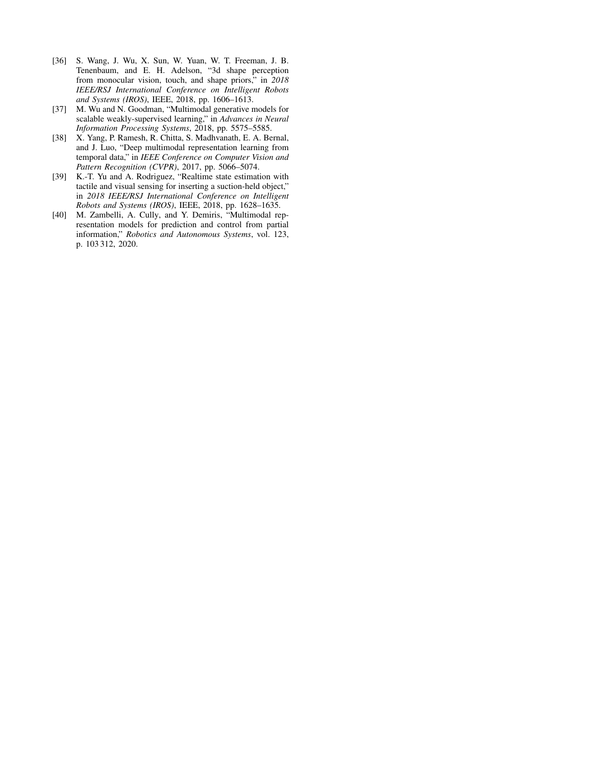[36] S. Wang, J. Wu, X. Sun, W. Yuan, W. T. Freeman, J. B. Tenenbaum, and E. H. Adelson, "3d shape perception from monocular vision, touch, and shape priors," in *2018 IEEE/RSJ International Conference on Intelligent Robots and Systems (IROS)*, IEEE, 2018, pp. 1606–1613.

[37] M. Wu and N. Goodman, "Multimodal generative models for scalable weakly-supervised learning," in *Advances in Neural Information Processing Systems*, 2018, pp. 5575–5585.

[38] X. Yang, P. Ramesh, R. Chitta, S. Madhvanath, E. A. Bernal, and J. Luo, "Deep multimodal representation learning from temporal data," in *IEEE Conference on Computer Vision and Pattern Recognition (CVPR)*, 2017, pp. 5066–5074.

[39] K.-T. Yu and A. Rodriguez, "Realtime state estimation with tactile and visual sensing for inserting a suction-held object," in *2018 IEEE/RSJ International Conference on Intelligent Robots and Systems (IROS)*, IEEE, 2018, pp. 1628–1635.

[40] M. Zambelli, A. Cully, and Y. Demiris, "Multimodal representation models for prediction and control from partial information," *Robotics and Autonomous Systems*, vol. 123, p. 103 312, 2020.